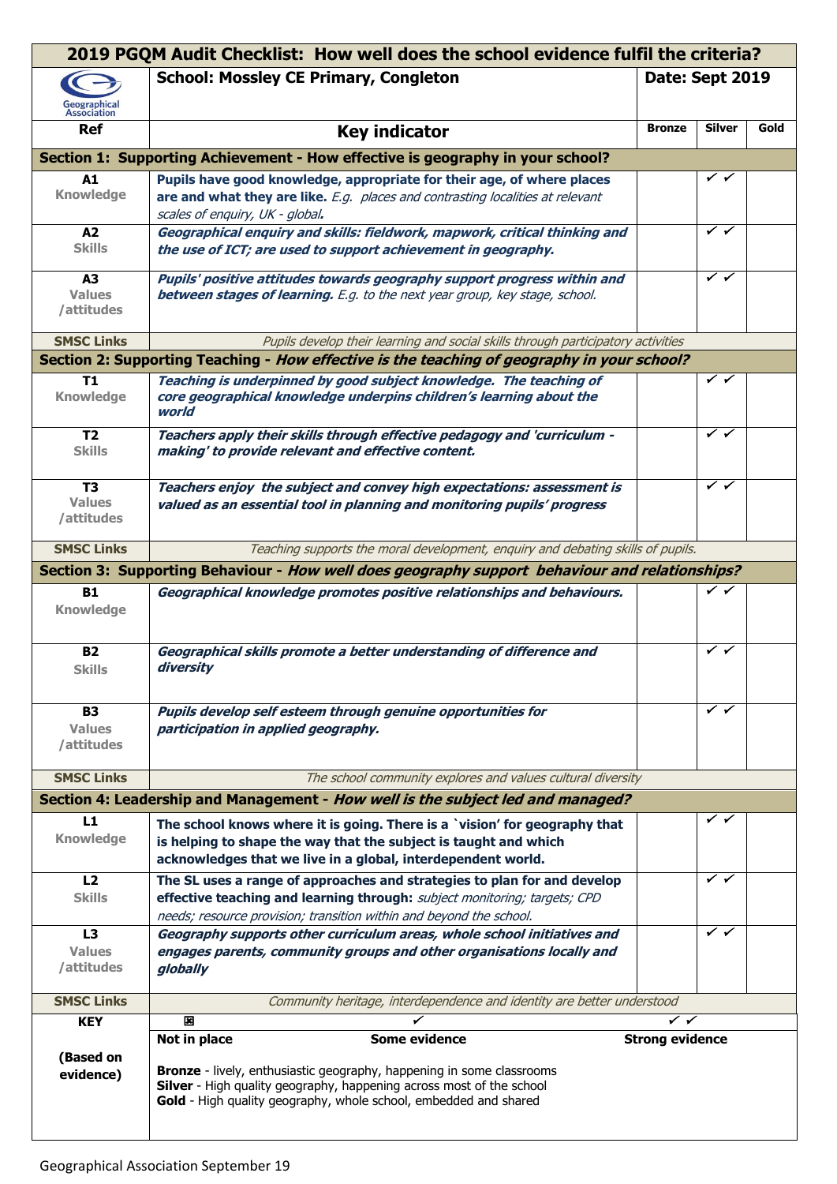| 2019 PGQM Audit Checklist: How well does the school evidence fulfil the criteria? | | | | |
|---|---|---|---|---|
| Geographical Association | **School: Mossley CE Primary, Congleton** | **Date: Sept 2019** | | |
| **Ref** | **Key indicator** | **Bronze** | **Silver** | **Gold** |
| **Section 1: Supporting Achievement - How effective is geography in your school?** | | | | |
| **A1** Knowledge | **Pupils have good knowledge, appropriate for their age, of where places are and what they are like.** *E.g. places and contrasting localities at relevant scales of enquiry, UK - global.* | | ✓✓ | |
| **A2** Skills | ***Geographical enquiry and skills: fieldwork, mapwork, critical thinking and the use of ICT; are used to support achievement in geography.*** | | ✓✓ | |
| **A3** Values /attitudes | ***Pupils' positive attitudes towards geography support progress within and between stages of learning.*** *E.g. to the next year group, key stage, school.* | | ✓✓ | |
| **SMSC Links** | *Pupils develop their learning and social skills through participatory activities* | | | |
| **Section 2: Supporting Teaching -** ***How effective is the teaching of geography in your school?*** | | | | |
| **T1** Knowledge | ***Teaching is underpinned by good subject knowledge. The teaching of core geographical knowledge underpins children's learning about the world*** | | ✓✓ | |
| **T2** Skills | ***Teachers apply their skills through effective pedagogy and 'curriculum - making' to provide relevant and effective content.*** | | ✓✓ | |
| **T3** Values /attitudes | ***Teachers enjoy the subject and convey high expectations: assessment is valued as an essential tool in planning and monitoring pupils' progress*** | | ✓✓ | |
| **SMSC Links** | *Teaching supports the moral development, enquiry and debating skills of pupils.* | | | |
| **Section 3: Supporting Behaviour -** ***How well does geography support behaviour and relationships?*** | | | | |
| **B1** Knowledge | ***Geographical knowledge promotes positive relationships and behaviours.*** | | ✓✓ | |
| **B2** Skills | ***Geographical skills promote a better understanding of difference and diversity*** | | ✓✓ | |
| **B3** Values /attitudes | ***Pupils develop self esteem through genuine opportunities for participation in applied geography.*** | | ✓✓ | |
| **SMSC Links** | *The school community explores and values cultural diversity* | | | |
| **Section 4: Leadership and Management -** ***How well is the subject led and managed?*** | | | | |
| **L1** Knowledge | **The school knows where it is going. There is a `vision' for geography that is helping to shape the way that the subject is taught and which acknowledges that we live in a global, interdependent world.** | | ✓✓ | |
| **L2** Skills | **The SL uses a range of approaches and strategies to plan for and develop effective teaching and learning through:** *subject monitoring; targets; CPD needs; resource provision; transition within and beyond the school.* | | ✓✓ | |
| **L3** Values /attitudes | ***Geography supports other curriculum areas, whole school initiatives and engages parents, community groups and other organisations locally and globally*** | | ✓✓ | |
| **SMSC Links** | *Community heritage, interdependence and identity are better understood* | | | |
| **KEY** (Based on evidence) | ☒ **Not in place** &nbsp; ✓ **Some evidence** &nbsp; ✓✓ **Strong evidence**<br><br>**Bronze** - lively, enthusiastic geography, happening in some classrooms<br>**Silver** - High quality geography, happening across most of the school<br>**Gold** - High quality geography, whole school, embedded and shared | | | |

Geographical Association September 19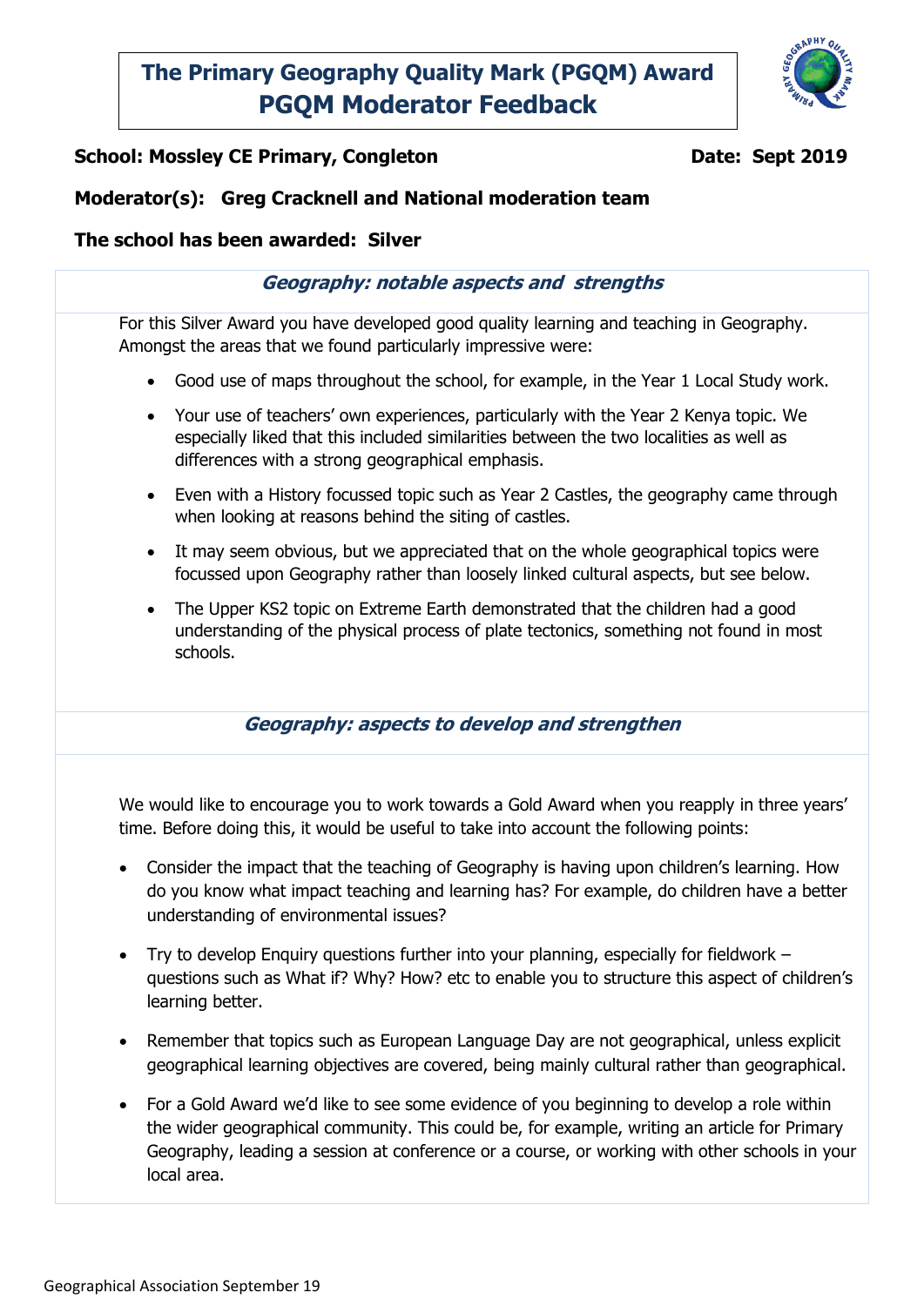# The Primary Geography Quality Mark (PGQM) Award
# PGQM Moderator Feedback

**School: Mossley CE Primary, Congleton** **Date: Sept 2019**

**Moderator(s): Greg Cracknell and National moderation team**

**The school has been awarded: Silver**

## *Geography: notable aspects and strengths*

For this Silver Award you have developed good quality learning and teaching in Geography. Amongst the areas that we found particularly impressive were:

- Good use of maps throughout the school, for example, in the Year 1 Local Study work.
- Your use of teachers' own experiences, particularly with the Year 2 Kenya topic. We especially liked that this included similarities between the two localities as well as differences with a strong geographical emphasis.
- Even with a History focussed topic such as Year 2 Castles, the geography came through when looking at reasons behind the siting of castles.
- It may seem obvious, but we appreciated that on the whole geographical topics were focussed upon Geography rather than loosely linked cultural aspects, but see below.
- The Upper KS2 topic on Extreme Earth demonstrated that the children had a good understanding of the physical process of plate tectonics, something not found in most schools.

## *Geography: aspects to develop and strengthen*

We would like to encourage you to work towards a Gold Award when you reapply in three years' time. Before doing this, it would be useful to take into account the following points:

- Consider the impact that the teaching of Geography is having upon children's learning. How do you know what impact teaching and learning has? For example, do children have a better understanding of environmental issues?
- Try to develop Enquiry questions further into your planning, especially for fieldwork – questions such as What if? Why? How? etc to enable you to structure this aspect of children's learning better.
- Remember that topics such as European Language Day are not geographical, unless explicit geographical learning objectives are covered, being mainly cultural rather than geographical.
- For a Gold Award we'd like to see some evidence of you beginning to develop a role within the wider geographical community. This could be, for example, writing an article for Primary Geography, leading a session at conference or a course, or working with other schools in your local area.